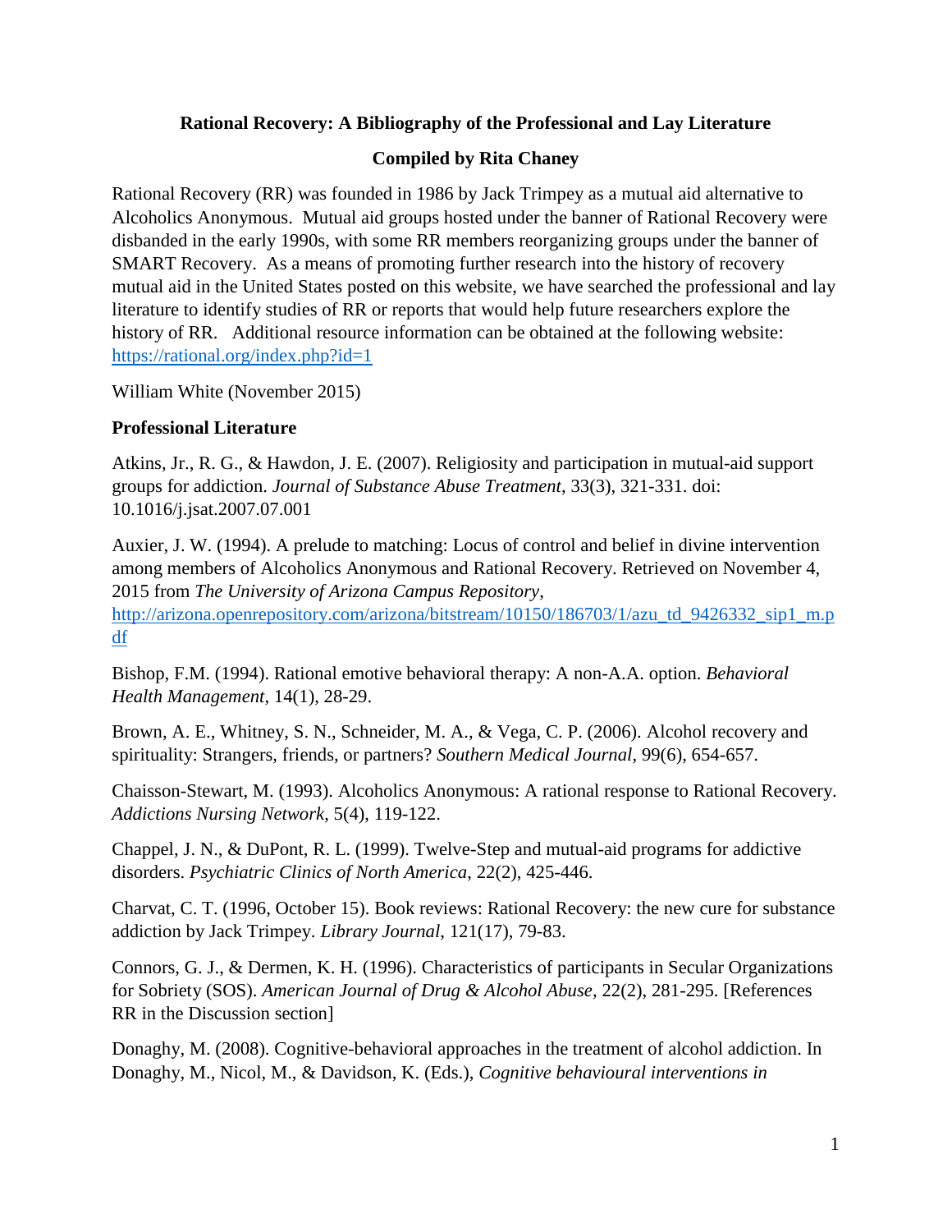**Rational Recovery: A Bibliography of the Professional and Lay Literature**

**Compiled by Rita Chaney**

Rational Recovery (RR) was founded in 1986 by Jack Trimpey as a mutual aid alternative to Alcoholics Anonymous. Mutual aid groups hosted under the banner of Rational Recovery were disbanded in the early 1990s, with some RR members reorganizing groups under the banner of SMART Recovery. As a means of promoting further research into the history of recovery mutual aid in the United States posted on this website, we have searched the professional and lay literature to identify studies of RR or reports that would help future researchers explore the history of RR. Additional resource information can be obtained at the following website: https://rational.org/index.php?id=1

William White (November 2015)

## Professional Literature

Atkins, Jr., R. G., & Hawdon, J. E. (2007). Religiosity and participation in mutual-aid support groups for addiction. *Journal of Substance Abuse Treatment*, 33(3), 321-331. doi: 10.1016/j.jsat.2007.07.001

Auxier, J. W. (1994). A prelude to matching: Locus of control and belief in divine intervention among members of Alcoholics Anonymous and Rational Recovery. Retrieved on November 4, 2015 from *The University of Arizona Campus Repository*, http://arizona.openrepository.com/arizona/bitstream/10150/186703/1/azu_td_9426332_sip1_m.pdf

Bishop, F.M. (1994). Rational emotive behavioral therapy: A non-A.A. option. *Behavioral Health Management*, 14(1), 28-29.

Brown, A. E., Whitney, S. N., Schneider, M. A., & Vega, C. P. (2006). Alcohol recovery and spirituality: Strangers, friends, or partners? *Southern Medical Journal*, 99(6), 654-657.

Chaisson-Stewart, M. (1993). Alcoholics Anonymous: A rational response to Rational Recovery. *Addictions Nursing Network*, 5(4), 119-122.

Chappel, J. N., & DuPont, R. L. (1999). Twelve-Step and mutual-aid programs for addictive disorders. *Psychiatric Clinics of North America*, 22(2), 425-446.

Charvat, C. T. (1996, October 15). Book reviews: Rational Recovery: the new cure for substance addiction by Jack Trimpey. *Library Journal*, 121(17), 79-83.

Connors, G. J., & Dermen, K. H. (1996). Characteristics of participants in Secular Organizations for Sobriety (SOS). *American Journal of Drug & Alcohol Abuse*, 22(2), 281-295. [References RR in the Discussion section]

Donaghy, M. (2008). Cognitive-behavioral approaches in the treatment of alcohol addiction. In Donaghy, M., Nicol, M., & Davidson, K. (Eds.), *Cognitive behavioural interventions in*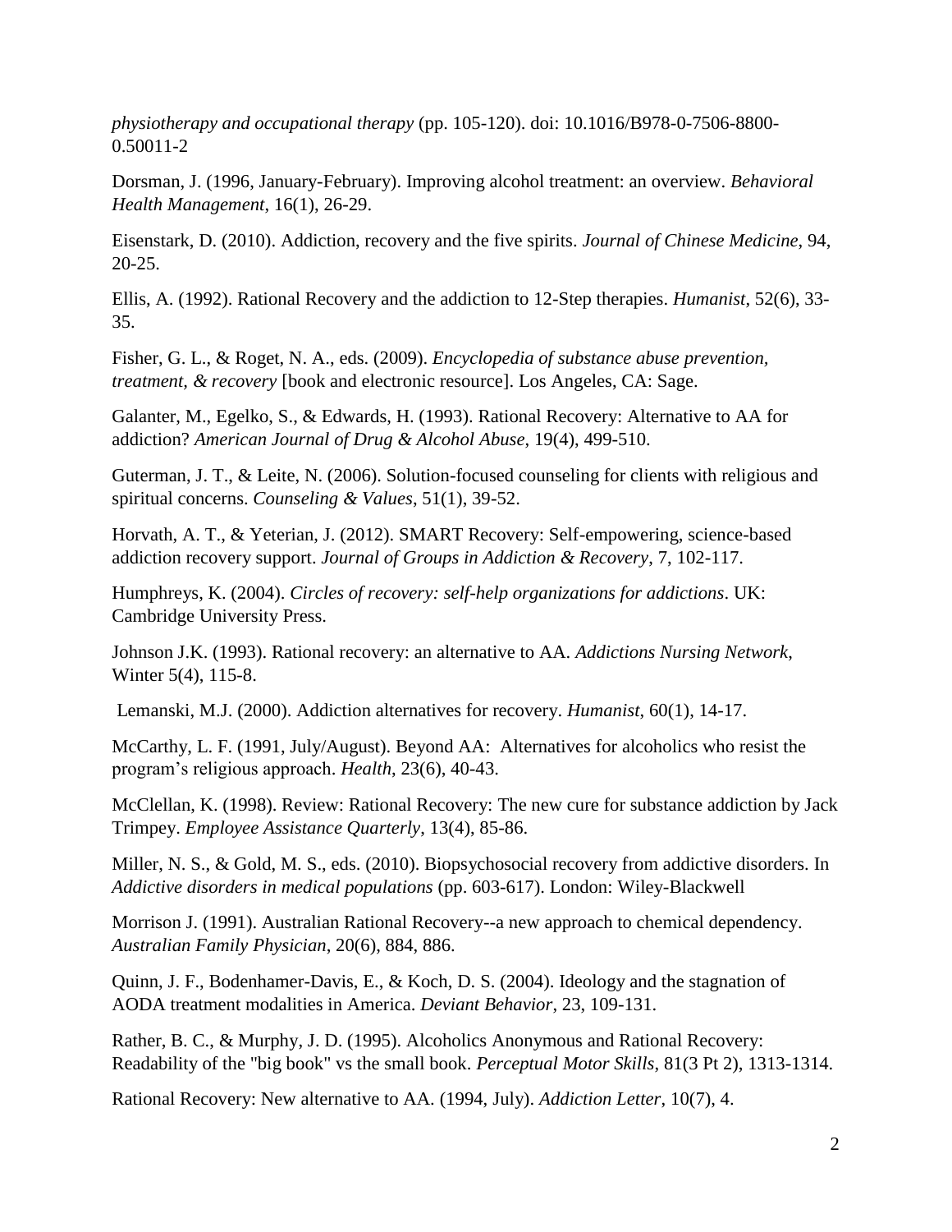*physiotherapy and occupational therapy* (pp. 105-120). doi: 10.1016/B978-0-7506-8800-0.50011-2

Dorsman, J. (1996, January-February). Improving alcohol treatment: an overview. *Behavioral Health Management*, 16(1), 26-29.

Eisenstark, D. (2010). Addiction, recovery and the five spirits. *Journal of Chinese Medicine*, 94, 20-25.

Ellis, A. (1992). Rational Recovery and the addiction to 12-Step therapies. *Humanist*, 52(6), 33-35.

Fisher, G. L., & Roget, N. A., eds. (2009). *Encyclopedia of substance abuse prevention, treatment, & recovery* [book and electronic resource]. Los Angeles, CA: Sage.

Galanter, M., Egelko, S., & Edwards, H. (1993). Rational Recovery: Alternative to AA for addiction? *American Journal of Drug & Alcohol Abuse*, 19(4), 499-510.

Guterman, J. T., & Leite, N. (2006). Solution-focused counseling for clients with religious and spiritual concerns. *Counseling & Values*, 51(1), 39-52.

Horvath, A. T., & Yeterian, J. (2012). SMART Recovery: Self-empowering, science-based addiction recovery support. *Journal of Groups in Addiction & Recovery*, 7, 102-117.

Humphreys, K. (2004). *Circles of recovery: self-help organizations for addictions*. UK: Cambridge University Press.

Johnson J.K. (1993). Rational recovery: an alternative to AA. *Addictions Nursing Network*, Winter 5(4), 115-8.

Lemanski, M.J. (2000). Addiction alternatives for recovery. *Humanist*, 60(1), 14-17.

McCarthy, L. F. (1991, July/August). Beyond AA: Alternatives for alcoholics who resist the program's religious approach. *Health*, 23(6), 40-43.

McClellan, K. (1998). Review: Rational Recovery: The new cure for substance addiction by Jack Trimpey. *Employee Assistance Quarterly*, 13(4), 85-86.

Miller, N. S., & Gold, M. S., eds. (2010). Biopsychosocial recovery from addictive disorders. In *Addictive disorders in medical populations* (pp. 603-617). London: Wiley-Blackwell

Morrison J. (1991). Australian Rational Recovery--a new approach to chemical dependency. *Australian Family Physician*, 20(6), 884, 886.

Quinn, J. F., Bodenhamer-Davis, E., & Koch, D. S. (2004). Ideology and the stagnation of AODA treatment modalities in America. *Deviant Behavior*, 23, 109-131.

Rather, B. C., & Murphy, J. D. (1995). Alcoholics Anonymous and Rational Recovery: Readability of the "big book" vs the small book. *Perceptual Motor Skills*, 81(3 Pt 2), 1313-1314.

Rational Recovery: New alternative to AA. (1994, July). *Addiction Letter*, 10(7), 4.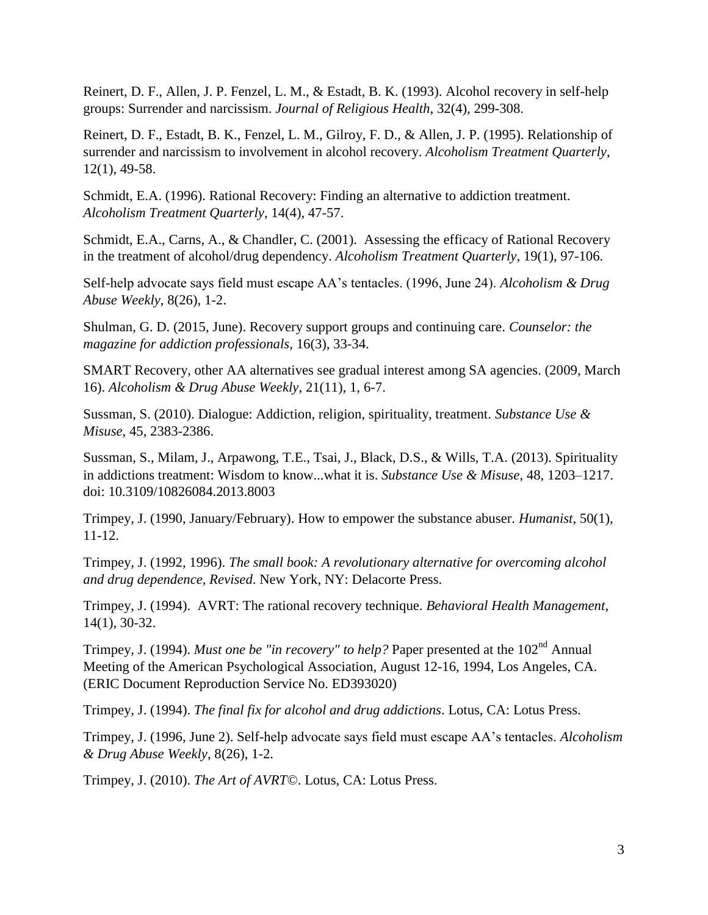Reinert, D. F., Allen, J. P. Fenzel, L. M., & Estadt, B. K. (1993). Alcohol recovery in self-help groups: Surrender and narcissism. *Journal of Religious Health*, 32(4), 299-308.

Reinert, D. F., Estadt, B. K., Fenzel, L. M., Gilroy, F. D., & Allen, J. P. (1995). Relationship of surrender and narcissism to involvement in alcohol recovery. *Alcoholism Treatment Quarterly*, 12(1), 49-58.

Schmidt, E.A. (1996). Rational Recovery: Finding an alternative to addiction treatment. *Alcoholism Treatment Quarterly*, 14(4), 47-57.

Schmidt, E.A., Carns, A., & Chandler, C. (2001). Assessing the efficacy of Rational Recovery in the treatment of alcohol/drug dependency. *Alcoholism Treatment Quarterly*, 19(1), 97-106.

Self-help advocate says field must escape AA's tentacles. (1996, June 24). *Alcoholism & Drug Abuse Weekly*, 8(26), 1-2.

Shulman, G. D. (2015, June). Recovery support groups and continuing care. *Counselor: the magazine for addiction professionals*, 16(3), 33-34.

SMART Recovery, other AA alternatives see gradual interest among SA agencies. (2009, March 16). *Alcoholism & Drug Abuse Weekly*, 21(11), 1, 6-7.

Sussman, S. (2010). Dialogue: Addiction, religion, spirituality, treatment. *Substance Use & Misuse*, 45, 2383-2386.

Sussman, S., Milam, J., Arpawong, T.E., Tsai, J., Black, D.S., & Wills, T.A. (2013). Spirituality in addictions treatment: Wisdom to know...what it is. *Substance Use & Misuse*, 48, 1203–1217. doi: 10.3109/10826084.2013.8003

Trimpey, J. (1990, January/February). How to empower the substance abuser. *Humanist*, 50(1), 11-12.

Trimpey, J. (1992, 1996). *The small book: A revolutionary alternative for overcoming alcohol and drug dependence, Revised*. New York, NY: Delacorte Press.

Trimpey, J. (1994). AVRT: The rational recovery technique. *Behavioral Health Management*, 14(1), 30-32.

Trimpey, J. (1994). *Must one be "in recovery" to help?* Paper presented at the 102nd Annual Meeting of the American Psychological Association, August 12-16, 1994, Los Angeles, CA. (ERIC Document Reproduction Service No. ED393020)

Trimpey, J. (1994). *The final fix for alcohol and drug addictions*. Lotus, CA: Lotus Press.

Trimpey, J. (1996, June 2). Self-help advocate says field must escape AA's tentacles. *Alcoholism & Drug Abuse Weekly*, 8(26), 1-2.

Trimpey, J. (2010). *The Art of AVRT©*. Lotus, CA: Lotus Press.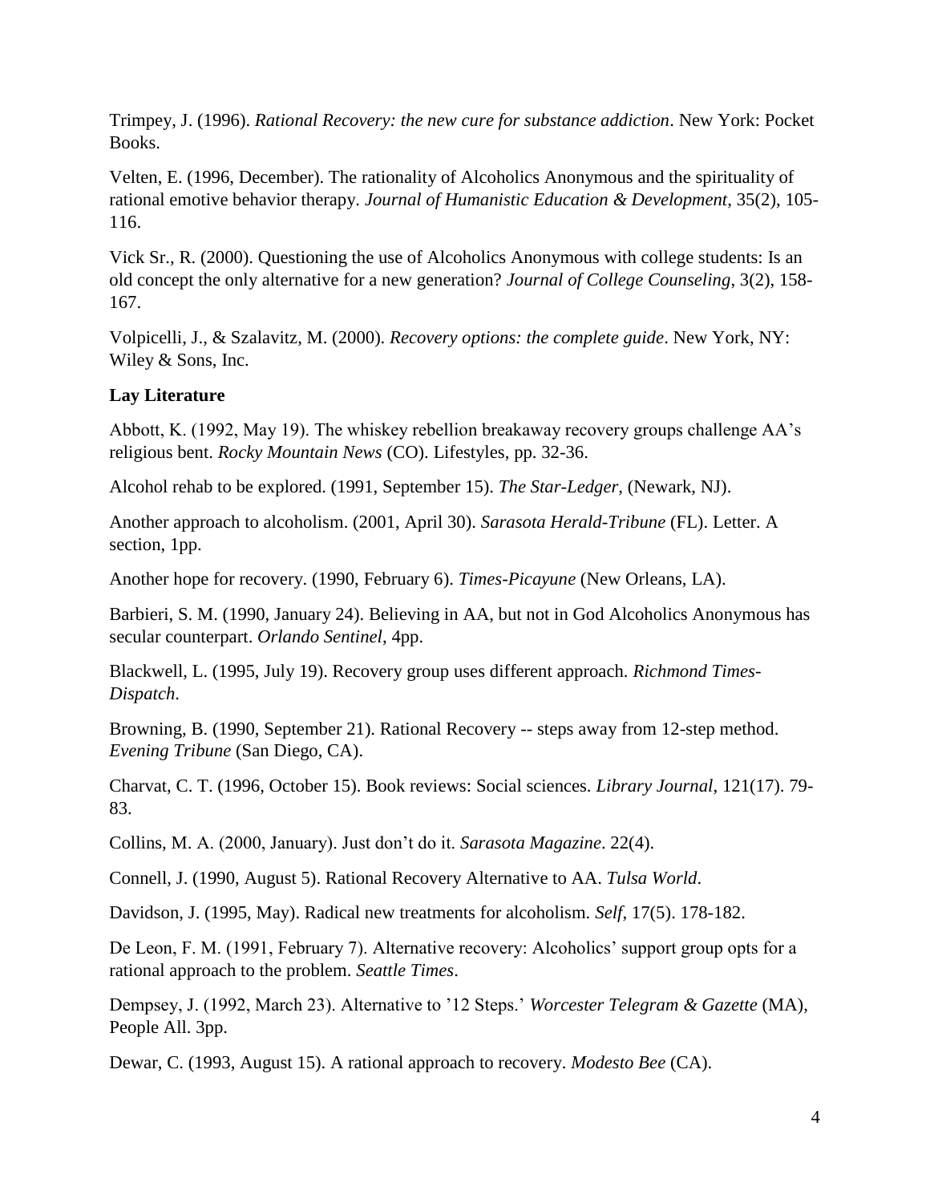Trimpey, J. (1996). *Rational Recovery: the new cure for substance addiction*. New York: Pocket Books.

Velten, E. (1996, December). The rationality of Alcoholics Anonymous and the spirituality of rational emotive behavior therapy. *Journal of Humanistic Education & Development*, 35(2), 105-116.

Vick Sr., R. (2000). Questioning the use of Alcoholics Anonymous with college students: Is an old concept the only alternative for a new generation? *Journal of College Counseling*, 3(2), 158-167.

Volpicelli, J., & Szalavitz, M. (2000). *Recovery options: the complete guide*. New York, NY: Wiley & Sons, Inc.

**Lay Literature**

Abbott, K. (1992, May 19). The whiskey rebellion breakaway recovery groups challenge AA's religious bent. *Rocky Mountain News* (CO). Lifestyles, pp. 32-36.

Alcohol rehab to be explored. (1991, September 15). *The Star-Ledger*, (Newark, NJ).

Another approach to alcoholism. (2001, April 30). *Sarasota Herald-Tribune* (FL). Letter. A section, 1pp.

Another hope for recovery. (1990, February 6). *Times-Picayune* (New Orleans, LA).

Barbieri, S. M. (1990, January 24). Believing in AA, but not in God Alcoholics Anonymous has secular counterpart. *Orlando Sentinel*, 4pp.

Blackwell, L. (1995, July 19). Recovery group uses different approach. *Richmond Times-Dispatch*.

Browning, B. (1990, September 21). Rational Recovery -- steps away from 12-step method. *Evening Tribune* (San Diego, CA).

Charvat, C. T. (1996, October 15). Book reviews: Social sciences. *Library Journal*, 121(17). 79-83.

Collins, M. A. (2000, January). Just don't do it. *Sarasota Magazine*. 22(4).

Connell, J. (1990, August 5). Rational Recovery Alternative to AA. *Tulsa World*.

Davidson, J. (1995, May). Radical new treatments for alcoholism. *Self*, 17(5). 178-182.

De Leon, F. M. (1991, February 7). Alternative recovery: Alcoholics' support group opts for a rational approach to the problem. *Seattle Times*.

Dempsey, J. (1992, March 23). Alternative to '12 Steps.' *Worcester Telegram & Gazette* (MA), People All. 3pp.

Dewar, C. (1993, August 15). A rational approach to recovery. *Modesto Bee* (CA).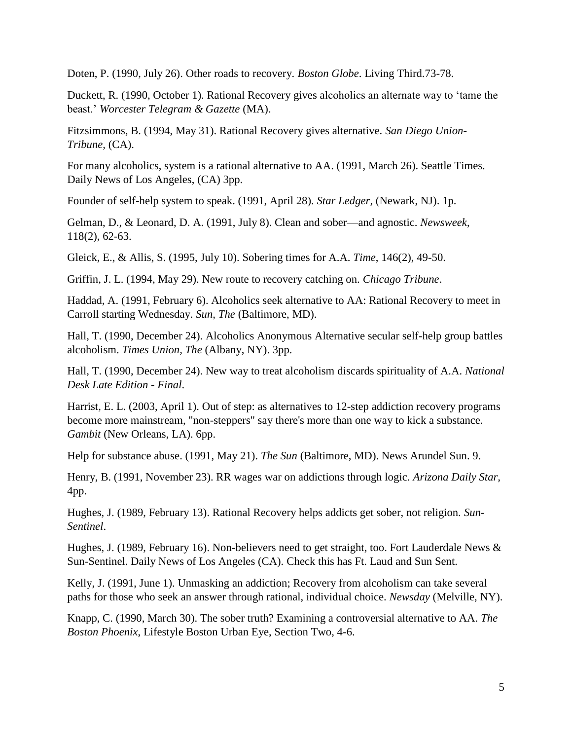Doten, P. (1990, July 26). Other roads to recovery. *Boston Globe*. Living Third.73-78.

Duckett, R. (1990, October 1). Rational Recovery gives alcoholics an alternate way to 'tame the beast.' *Worcester Telegram & Gazette* (MA).

Fitzsimmons, B. (1994, May 31). Rational Recovery gives alternative. *San Diego Union-Tribune*, (CA).

For many alcoholics, system is a rational alternative to AA. (1991, March 26). Seattle Times. Daily News of Los Angeles, (CA) 3pp.

Founder of self-help system to speak. (1991, April 28). *Star Ledger*, (Newark, NJ). 1p.

Gelman, D., & Leonard, D. A. (1991, July 8). Clean and sober—and agnostic. *Newsweek*, 118(2), 62-63.

Gleick, E., & Allis, S. (1995, July 10). Sobering times for A.A. *Time*, 146(2), 49-50.

Griffin, J. L. (1994, May 29). New route to recovery catching on. *Chicago Tribune*.

Haddad, A. (1991, February 6). Alcoholics seek alternative to AA: Rational Recovery to meet in Carroll starting Wednesday. *Sun, The* (Baltimore, MD).

Hall, T. (1990, December 24). Alcoholics Anonymous Alternative secular self-help group battles alcoholism. *Times Union, The* (Albany, NY). 3pp.

Hall, T. (1990, December 24). New way to treat alcoholism discards spirituality of A.A. *National Desk Late Edition - Final*.

Harrist, E. L. (2003, April 1). Out of step: as alternatives to 12-step addiction recovery programs become more mainstream, "non-steppers" say there's more than one way to kick a substance. *Gambit* (New Orleans, LA). 6pp.

Help for substance abuse. (1991, May 21). *The Sun* (Baltimore, MD). News Arundel Sun. 9.

Henry, B. (1991, November 23). RR wages war on addictions through logic. *Arizona Daily Star*, 4pp.

Hughes, J. (1989, February 13). Rational Recovery helps addicts get sober, not religion. *Sun-Sentinel*.

Hughes, J. (1989, February 16). Non-believers need to get straight, too. Fort Lauderdale News & Sun-Sentinel. Daily News of Los Angeles (CA). Check this has Ft. Laud and Sun Sent.

Kelly, J. (1991, June 1). Unmasking an addiction; Recovery from alcoholism can take several paths for those who seek an answer through rational, individual choice. *Newsday* (Melville, NY).

Knapp, C. (1990, March 30). The sober truth? Examining a controversial alternative to AA. *The Boston Phoenix*, Lifestyle Boston Urban Eye, Section Two, 4-6.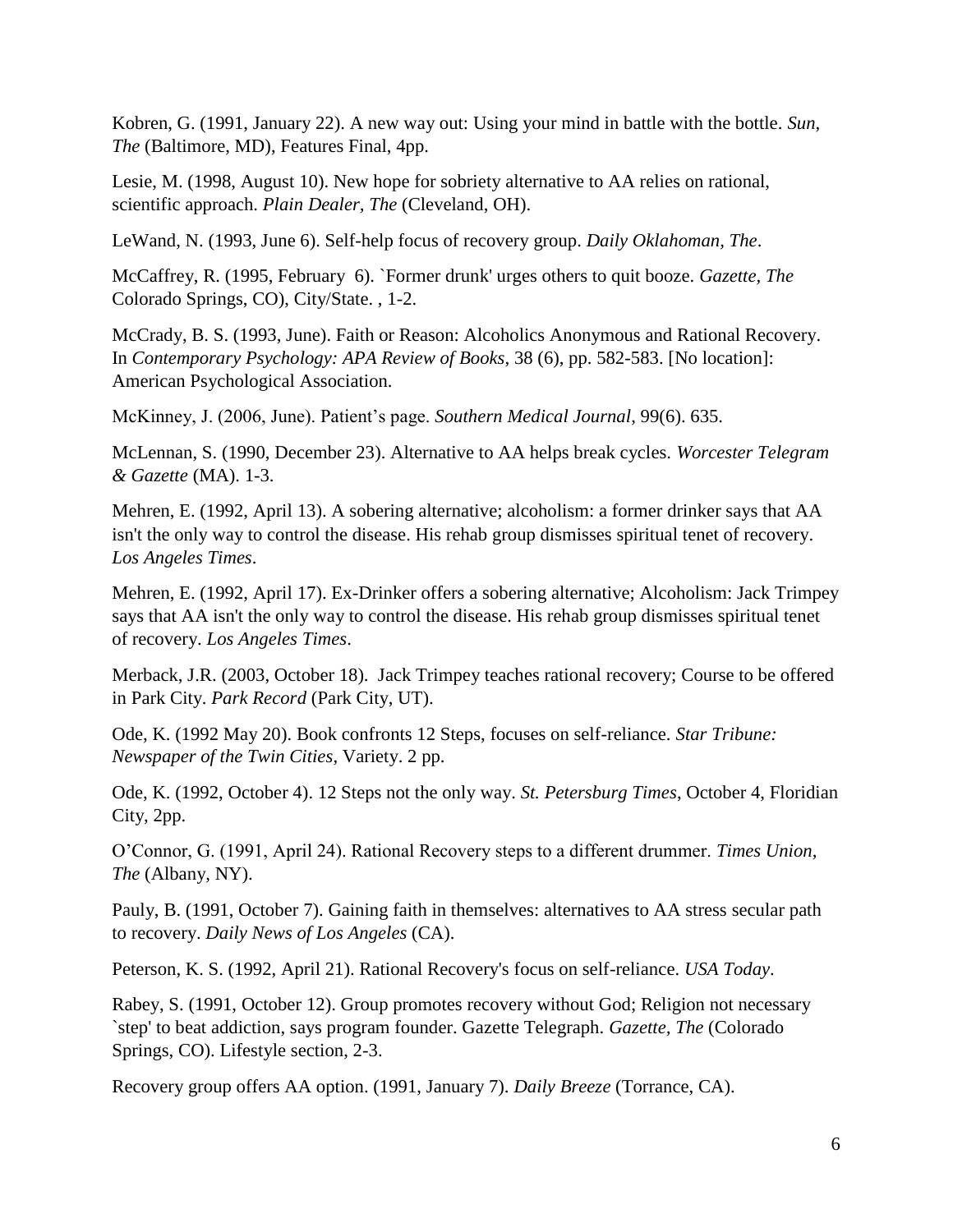Kobren, G. (1991, January 22). A new way out: Using your mind in battle with the bottle. *Sun, The* (Baltimore, MD), Features Final, 4pp.

Lesie, M. (1998, August 10). New hope for sobriety alternative to AA relies on rational, scientific approach. *Plain Dealer, The* (Cleveland, OH).

LeWand, N. (1993, June 6). Self-help focus of recovery group. *Daily Oklahoman, The*.

McCaffrey, R. (1995, February 6). `Former drunk' urges others to quit booze. *Gazette, The* Colorado Springs, CO), City/State. , 1-2.

McCrady, B. S. (1993, June). Faith or Reason: Alcoholics Anonymous and Rational Recovery. In *Contemporary Psychology: APA Review of Books*, 38 (6), pp. 582-583. [No location]: American Psychological Association.

McKinney, J. (2006, June). Patient's page. *Southern Medical Journal*, 99(6). 635.

McLennan, S. (1990, December 23). Alternative to AA helps break cycles. *Worcester Telegram & Gazette* (MA). 1-3.

Mehren, E. (1992, April 13). A sobering alternative; alcoholism: a former drinker says that AA isn't the only way to control the disease. His rehab group dismisses spiritual tenet of recovery. *Los Angeles Times*.

Mehren, E. (1992, April 17). Ex-Drinker offers a sobering alternative; Alcoholism: Jack Trimpey says that AA isn't the only way to control the disease. His rehab group dismisses spiritual tenet of recovery. *Los Angeles Times*.

Merback, J.R. (2003, October 18). Jack Trimpey teaches rational recovery; Course to be offered in Park City. *Park Record* (Park City, UT).

Ode, K. (1992 May 20). Book confronts 12 Steps, focuses on self-reliance. *Star Tribune: Newspaper of the Twin Cities*, Variety. 2 pp.

Ode, K. (1992, October 4). 12 Steps not the only way. *St. Petersburg Times*, October 4, Floridian City, 2pp.

O'Connor, G. (1991, April 24). Rational Recovery steps to a different drummer. *Times Union, The* (Albany, NY).

Pauly, B. (1991, October 7). Gaining faith in themselves: alternatives to AA stress secular path to recovery. *Daily News of Los Angeles* (CA).

Peterson, K. S. (1992, April 21). Rational Recovery's focus on self-reliance. *USA Today*.

Rabey, S. (1991, October 12). Group promotes recovery without God; Religion not necessary `step' to beat addiction, says program founder. Gazette Telegraph. *Gazette, The* (Colorado Springs, CO). Lifestyle section, 2-3.

Recovery group offers AA option. (1991, January 7). *Daily Breeze* (Torrance, CA).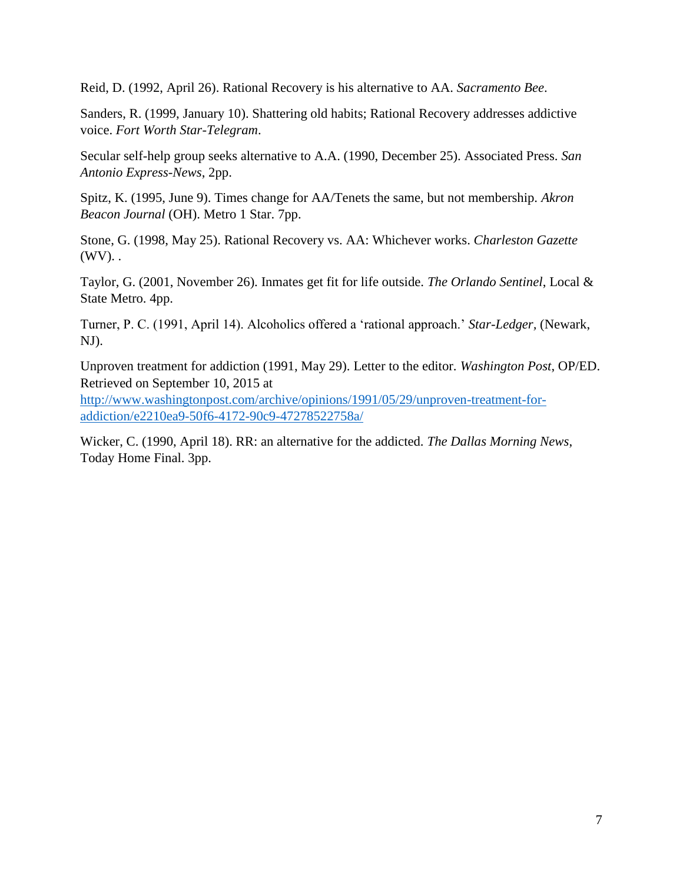Reid, D. (1992, April 26). Rational Recovery is his alternative to AA. *Sacramento Bee*.

Sanders, R. (1999, January 10). Shattering old habits; Rational Recovery addresses addictive voice. *Fort Worth Star-Telegram*.

Secular self-help group seeks alternative to A.A. (1990, December 25). Associated Press. *San Antonio Express-News*, 2pp.

Spitz, K. (1995, June 9). Times change for AA/Tenets the same, but not membership. *Akron Beacon Journal* (OH). Metro 1 Star. 7pp.

Stone, G. (1998, May 25). Rational Recovery vs. AA: Whichever works. *Charleston Gazette* (WV). .

Taylor, G. (2001, November 26). Inmates get fit for life outside. *The Orlando Sentinel*, Local & State Metro. 4pp.

Turner, P. C. (1991, April 14). Alcoholics offered a 'rational approach.' *Star-Ledger*, (Newark, NJ).

Unproven treatment for addiction (1991, May 29). Letter to the editor. *Washington Post*, OP/ED. Retrieved on September 10, 2015 at http://www.washingtonpost.com/archive/opinions/1991/05/29/unproven-treatment-for-addiction/e2210ea9-50f6-4172-90c9-47278522758a/

Wicker, C. (1990, April 18). RR: an alternative for the addicted. *The Dallas Morning News*, Today Home Final. 3pp.